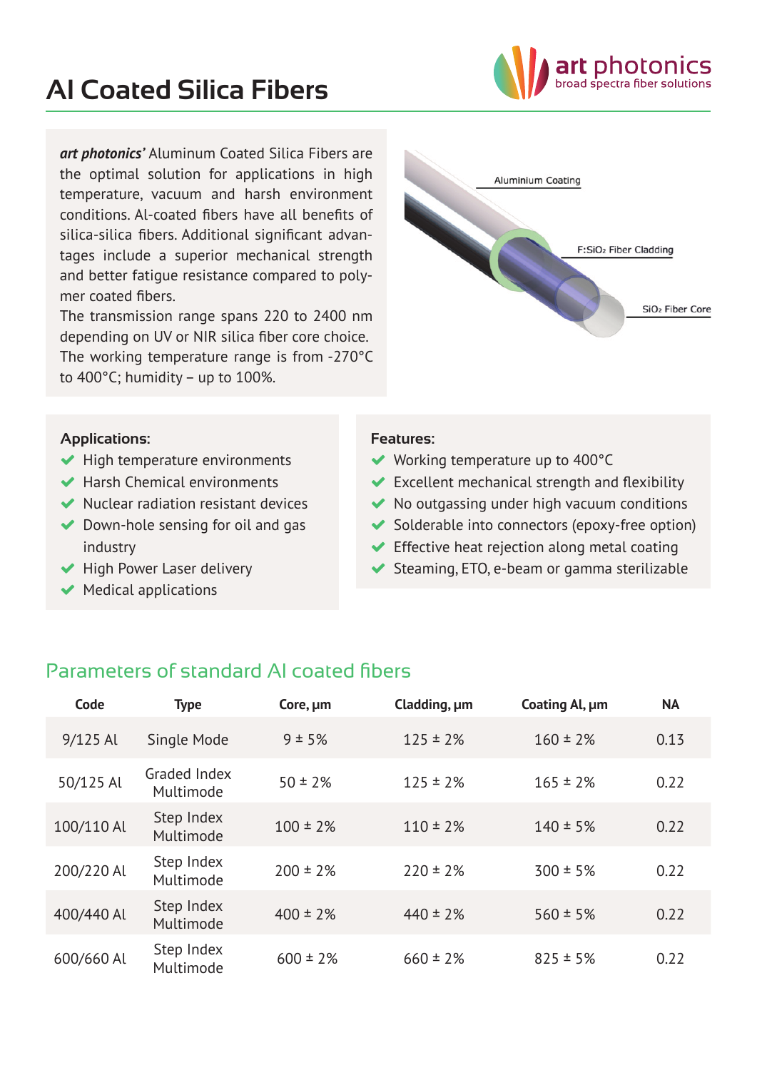# Al Coated Silica Fibers

art photonics
broad spectra fiber solutions

***art photonics'*** Aluminum Coated Silica Fibers are the optimal solution for applications in high temperature, vacuum and harsh environment conditions. Al-coated fibers have all benefits of silica-silica fibers. Additional significant advantages include a superior mechanical strength and better fatigue resistance compared to polymer coated fibers.
The transmission range spans 220 to 2400 nm depending on UV or NIR silica fiber core choice.
The working temperature range is from -270°C to 400°C; humidity – up to 100%.

Aluminium Coating

F:$SiO_2$ Fiber Cladding

$SiO_2$ Fiber Core

**Applications:**

- High temperature environments
- Harsh Chemical environments
- Nuclear radiation resistant devices
- Down-hole sensing for oil and gas industry
- High Power Laser delivery
- Medical applications

**Features:**

- Working temperature up to 400°C
- Excellent mechanical strength and flexibility
- No outgassing under high vacuum conditions
- Solderable into connectors (epoxy-free option)
- Effective heat rejection along metal coating
- Steaming, ETO, e-beam or gamma sterilizable

## Parameters of standard Al coated fibers

| Code | Type | Core, µm | Cladding, µm | Coating Al, µm | NA |
|---|---|---|---|---|---|
| 9/125 Al | Single Mode | 9 ± 5% | 125 ± 2% | 160 ± 2% | 0.13 |
| 50/125 Al | Graded Index Multimode | 50 ± 2% | 125 ± 2% | 165 ± 2% | 0.22 |
| 100/110 Al | Step Index Multimode | 100 ± 2% | 110 ± 2% | 140 ± 5% | 0.22 |
| 200/220 Al | Step Index Multimode | 200 ± 2% | 220 ± 2% | 300 ± 5% | 0.22 |
| 400/440 Al | Step Index Multimode | 400 ± 2% | 440 ± 2% | 560 ± 5% | 0.22 |
| 600/660 Al | Step Index Multimode | 600 ± 2% | 660 ± 2% | 825 ± 5% | 0.22 |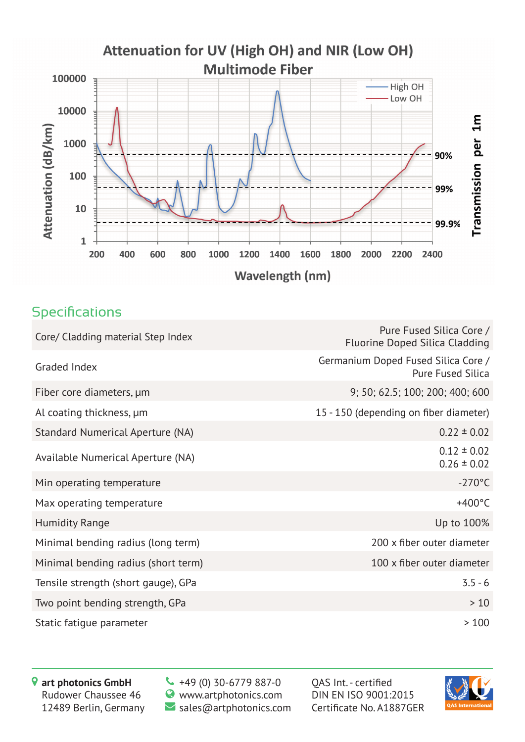Attenuation for UV (High OH) and NIR (Low OH) Multimode Fiber

100000
10000
1000
100
10
1

Attenuation (dB/km)

High OH
Low OH

90%
99%
99.9%

Transmission per 1m

200 400 600 800 1000 1200 1400 1600 1800 2000 2200 2400

Wavelength (nm)

## Specifications

| | |
|---|---|
| Core/ Cladding material Step Index | Pure Fused Silica Core / Fluorine Doped Silica Cladding |
| Graded Index | Germanium Doped Fused Silica Core / Pure Fused Silica |
| Fiber core diameters, µm | 9; 50; 62.5; 100; 200; 400; 600 |
| Al coating thickness, µm | 15 - 150 (depending on fiber diameter) |
| Standard Numerical Aperture (NA) | 0.22 ± 0.02 |
| Available Numerical Aperture (NA) | 0.12 ± 0.02<br>0.26 ± 0.02 |
| Min operating temperature | -270°C |
| Max operating temperature | +400°C |
| Humidity Range | Up to 100% |
| Minimal bending radius (long term) | 200 x fiber outer diameter |
| Minimal bending radius (short term) | 100 x fiber outer diameter |
| Tensile strength (short gauge), GPa | 3.5 - 6 |
| Two point bending strength, GPa | > 10 |
| Static fatigue parameter | > 100 |

**art photonics GmbH**
Rudower Chaussee 46
12489 Berlin, Germany

+49 (0) 30-6779 887-0
www.artphotonics.com
sales@artphotonics.com

QAS Int. - certified
DIN EN ISO 9001:2015
Certificate No. A1887GER

QAS International